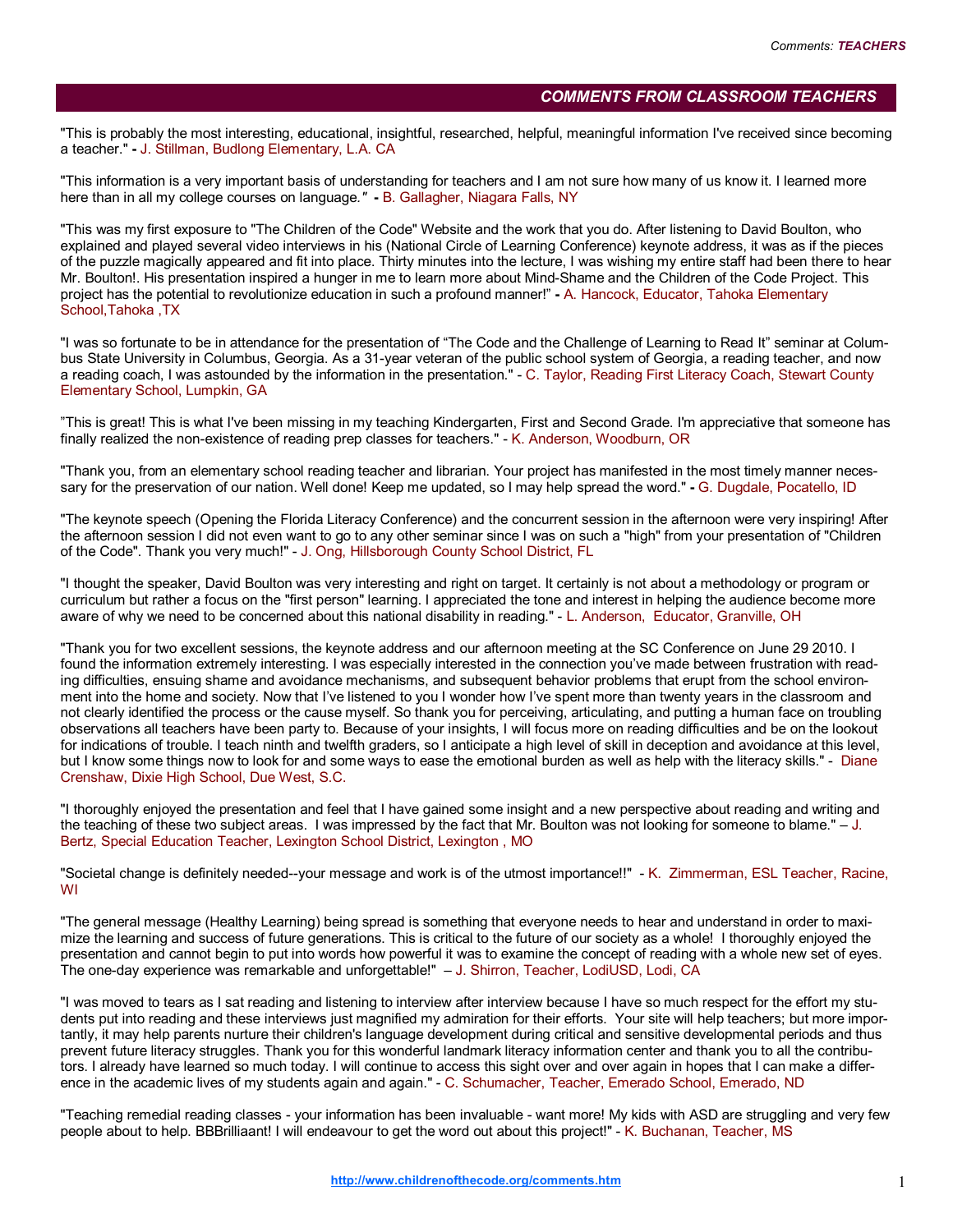## COMMENTS FROM CLASSROOM TEACHERS

"This is probably the most interesting, educational, insightful, researched, helpful, meaningful information I've received since becoming a teacher." **-** J. Stillman, Budlong Elementary, L.A. CA

"This information is a very important basis of understanding for teachers and I am not sure how many of us know it. I learned more here than in all my college courses on language.*"* **-** B. Gallagher, Niagara Falls, NY

"This was my first exposure to "The Children of the Code" Website and the work that you do. After listening to David Boulton, who explained and played several video interviews in his (National Circle of Learning Conference) keynote address, it was as if the pieces of the puzzle magically appeared and fit into place. Thirty minutes into the lecture, I was wishing my entire staff had been there to hear Mr. Boulton!. His presentation inspired a hunger in me to learn more about Mind-Shame and the Children of the Code Project. This project has the potential to revolutionize education in such a profound manner!" **-** A. Hancock, Educator, Tahoka Elementary School,Tahoka ,TX

"I was so fortunate to be in attendance for the presentation of "The Code and the Challenge of Learning to Read It" seminar at Columbus State University in Columbus, Georgia. As a 31-year veteran of the public school system of Georgia, a reading teacher, and now a reading coach, I was astounded by the information in the presentation." - C. Taylor, Reading First Literacy Coach, Stewart County Elementary School, Lumpkin, GA

"This is great! This is what I've been missing in my teaching Kindergarten, First and Second Grade. I'm appreciative that someone has finally realized the non-existence of reading prep classes for teachers." - K. Anderson, Woodburn, OR

"Thank you, from an elementary school reading teacher and librarian. Your project has manifested in the most timely manner necessary for the preservation of our nation. Well done! Keep me updated, so I may help spread the word." **-** G. Dugdale, Pocatello, ID

"The keynote speech (Opening the Florida Literacy Conference) and the concurrent session in the afternoon were very inspiring! After the afternoon session I did not even want to go to any other seminar since I was on such a "high" from your presentation of "Children of the Code". Thank you very much!" - J. Ong, Hillsborough County School District, FL

"I thought the speaker, David Boulton was very interesting and right on target. It certainly is not about a methodology or program or curriculum but rather a focus on the "first person" learning. I appreciated the tone and interest in helping the audience become more aware of why we need to be concerned about this national disability in reading." - L. Anderson, Educator, Granville, OH

"Thank you for two excellent sessions, the keynote address and our afternoon meeting at the SC Conference on June 29 2010. I found the information extremely interesting. I was especially interested in the connection you've made between frustration with reading difficulties, ensuing shame and avoidance mechanisms, and subsequent behavior problems that erupt from the school environment into the home and society. Now that I've listened to you I wonder how I've spent more than twenty years in the classroom and not clearly identified the process or the cause myself. So thank you for perceiving, articulating, and putting a human face on troubling observations all teachers have been party to. Because of your insights, I will focus more on reading difficulties and be on the lookout for indications of trouble. I teach ninth and twelfth graders, so I anticipate a high level of skill in deception and avoidance at this level, but I know some things now to look for and some ways to ease the emotional burden as well as help with the literacy skills." - Diane Crenshaw, Dixie High School, Due West, S.C.

"I thoroughly enjoyed the presentation and feel that I have gained some insight and a new perspective about reading and writing and the teaching of these two subject areas. I was impressed by the fact that Mr. Boulton was not looking for someone to blame." – J. Bertz, Special Education Teacher, Lexington School District, Lexington , MO

"Societal change is definitely needed--your message and work is of the utmost importance!!" - K. Zimmerman, ESL Teacher, Racine, WI

"The general message (Healthy Learning) being spread is something that everyone needs to hear and understand in order to maximize the learning and success of future generations. This is critical to the future of our society as a whole! I thoroughly enjoyed the presentation and cannot begin to put into words how powerful it was to examine the concept of reading with a whole new set of eyes. The one-day experience was remarkable and unforgettable!" – J. Shirron, Teacher, LodiUSD, Lodi, CA

"I was moved to tears as I sat reading and listening to interview after interview because I have so much respect for the effort my students put into reading and these interviews just magnified my admiration for their efforts. Your site will help teachers; but more importantly, it may help parents nurture their children's language development during critical and sensitive developmental periods and thus prevent future literacy struggles. Thank you for this wonderful landmark literacy information center and thank you to all the contributors. I already have learned so much today. I will continue to access this sight over and over again in hopes that I can make a difference in the academic lives of my students again and again." - C. Schumacher, Teacher, Emerado School, Emerado, ND

"Teaching remedial reading classes - your information has been invaluable - want more! My kids with ASD are struggling and very few people about to help. BBBrilliaant! I will endeavour to get the word out about this project!" - K. Buchanan, Teacher, MS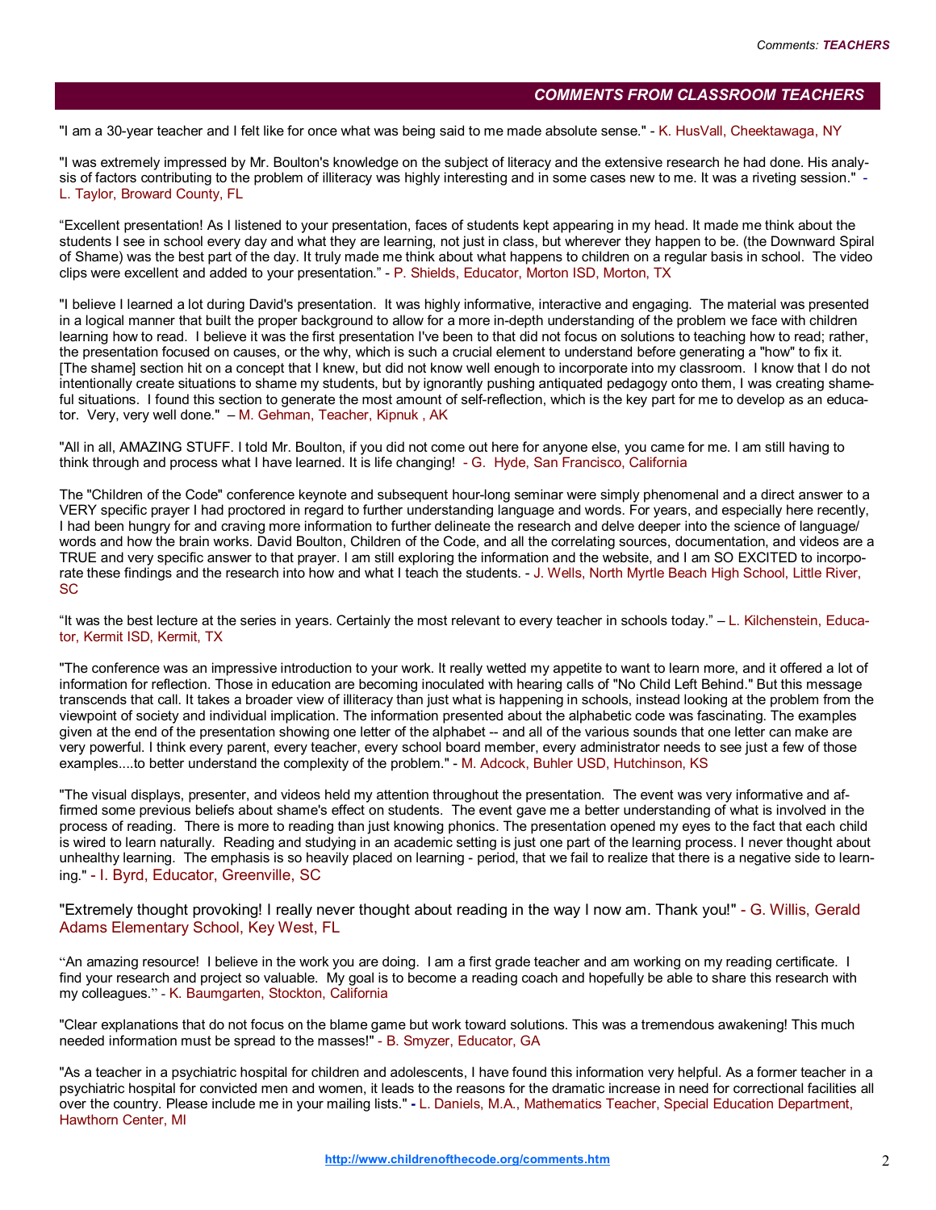## COMMENTS FROM CLASSROOM TEACHERS

"I am a 30-year teacher and I felt like for once what was being said to me made absolute sense." - K. HusVall, Cheektawaga, NY

"I was extremely impressed by Mr. Boulton's knowledge on the subject of literacy and the extensive research he had done. His analysis of factors contributing to the problem of illiteracy was highly interesting and in some cases new to me. It was a riveting session." - L. Taylor, Broward County, FL

"Excellent presentation! As I listened to your presentation, faces of students kept appearing in my head. It made me think about the students I see in school every day and what they are learning, not just in class, but wherever they happen to be. (the Downward Spiral of Shame) was the best part of the day. It truly made me think about what happens to children on a regular basis in school. The video clips were excellent and added to your presentation." - P. Shields, Educator, Morton ISD, Morton, TX

"I believe I learned a lot during David's presentation. It was highly informative, interactive and engaging. The material was presented in a logical manner that built the proper background to allow for a more in-depth understanding of the problem we face with children learning how to read. I believe it was the first presentation I've been to that did not focus on solutions to teaching how to read; rather, the presentation focused on causes, or the why, which is such a crucial element to understand before generating a "how" to fix it. [The shame] section hit on a concept that I knew, but did not know well enough to incorporate into my classroom. I know that I do not intentionally create situations to shame my students, but by ignorantly pushing antiquated pedagogy onto them, I was creating shameful situations. I found this section to generate the most amount of self-reflection, which is the key part for me to develop as an educator. Very, very well done." – M. Gehman, Teacher, Kipnuk , AK

"All in all, AMAZING STUFF. I told Mr. Boulton, if you did not come out here for anyone else, you came for me. I am still having to think through and process what I have learned. It is life changing! - G. Hyde, San Francisco, California

The "Children of the Code" conference keynote and subsequent hour-long seminar were simply phenomenal and a direct answer to a VERY specific prayer I had proctored in regard to further understanding language and words. For years, and especially here recently, I had been hungry for and craving more information to further delineate the research and delve deeper into the science of language/words and how the brain works. David Boulton, Children of the Code, and all the correlating sources, documentation, and videos are a TRUE and very specific answer to that prayer. I am still exploring the information and the website, and I am SO EXCITED to incorporate these findings and the research into how and what I teach the students. - J. Wells, North Myrtle Beach High School, Little River, SC

"It was the best lecture at the series in years. Certainly the most relevant to every teacher in schools today." – L. Kilchenstein, Educator, Kermit ISD, Kermit, TX

"The conference was an impressive introduction to your work. It really wetted my appetite to want to learn more, and it offered a lot of information for reflection. Those in education are becoming inoculated with hearing calls of "No Child Left Behind." But this message transcends that call. It takes a broader view of illiteracy than just what is happening in schools, instead looking at the problem from the viewpoint of society and individual implication. The information presented about the alphabetic code was fascinating. The examples given at the end of the presentation showing one letter of the alphabet -- and all of the various sounds that one letter can make are very powerful. I think every parent, every teacher, every school board member, every administrator needs to see just a few of those examples....to better understand the complexity of the problem." - M. Adcock, Buhler USD, Hutchinson, KS

"The visual displays, presenter, and videos held my attention throughout the presentation. The event was very informative and affirmed some previous beliefs about shame's effect on students. The event gave me a better understanding of what is involved in the process of reading. There is more to reading than just knowing phonics. The presentation opened my eyes to the fact that each child is wired to learn naturally. Reading and studying in an academic setting is just one part of the learning process. I never thought about unhealthy learning. The emphasis is so heavily placed on learning - period, that we fail to realize that there is a negative side to learning." - I. Byrd, Educator, Greenville, SC

"Extremely thought provoking! I really never thought about reading in the way I now am. Thank you!" - G. Willis, Gerald Adams Elementary School, Key West, FL

"An amazing resource! I believe in the work you are doing. I am a first grade teacher and am working on my reading certificate. I find your research and project so valuable. My goal is to become a reading coach and hopefully be able to share this research with my colleagues." - K. Baumgarten, Stockton, California

"Clear explanations that do not focus on the blame game but work toward solutions. This was a tremendous awakening! This much needed information must be spread to the masses!" - B. Smyzer, Educator, GA

"As a teacher in a psychiatric hospital for children and adolescents, I have found this information very helpful. As a former teacher in a psychiatric hospital for convicted men and women, it leads to the reasons for the dramatic increase in need for correctional facilities all over the country. Please include me in your mailing lists." - L. Daniels, M.A., Mathematics Teacher, Special Education Department, Hawthorn Center, MI